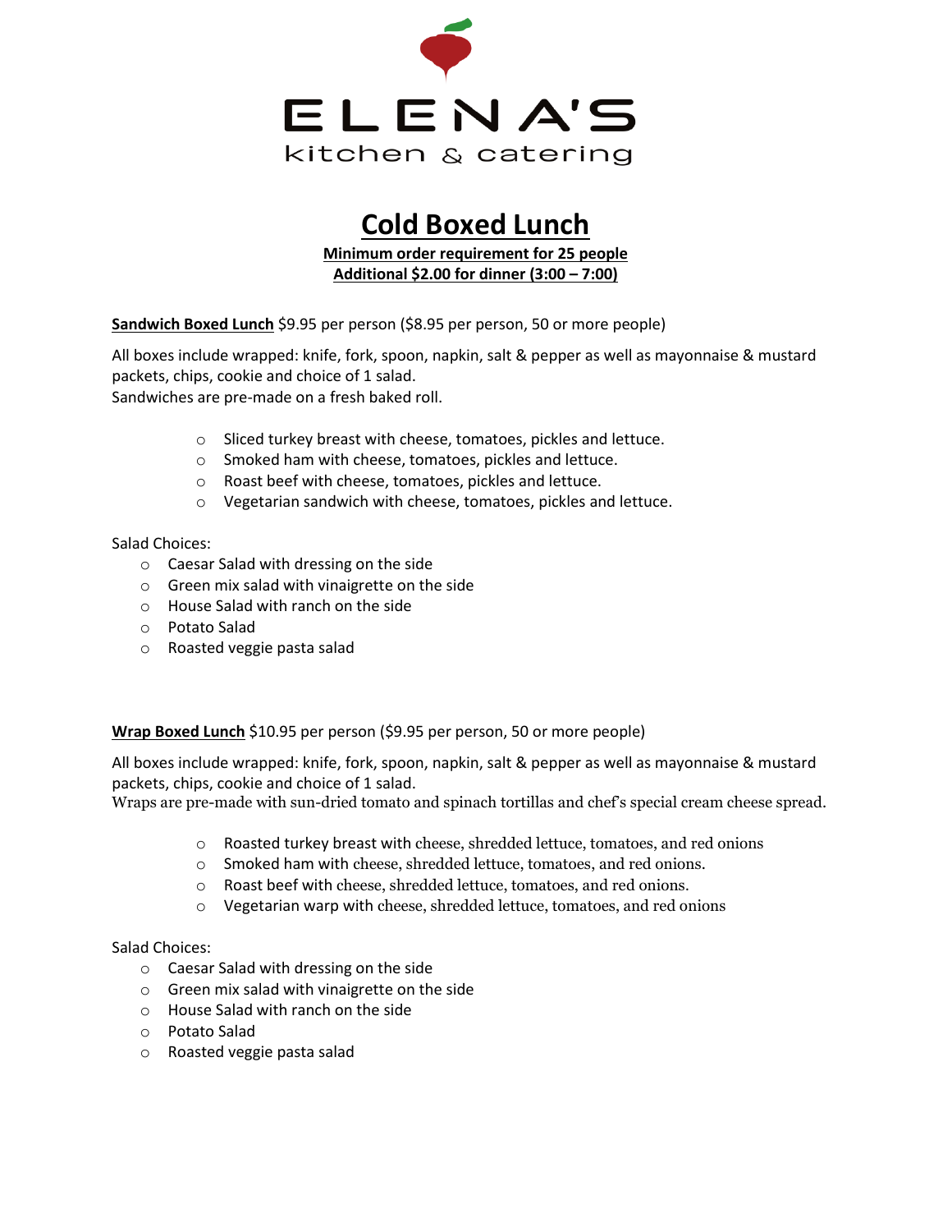# ELENA'S

kitchen & catering

## Cold Boxed Lunch

**Minimum order requirement for 25 people**
**Additional $2.00 for dinner (3:00 – 7:00)**

**Sandwich Boxed Lunch** $9.95 per person ($8.95 per person, 50 or more people)

All boxes include wrapped: knife, fork, spoon, napkin, salt & pepper as well as mayonnaise & mustard packets, chips, cookie and choice of 1 salad.
Sandwiches are pre-made on a fresh baked roll.

- Sliced turkey breast with cheese, tomatoes, pickles and lettuce.
- Smoked ham with cheese, tomatoes, pickles and lettuce.
- Roast beef with cheese, tomatoes, pickles and lettuce.
- Vegetarian sandwich with cheese, tomatoes, pickles and lettuce.

Salad Choices:

- Caesar Salad with dressing on the side
- Green mix salad with vinaigrette on the side
- House Salad with ranch on the side
- Potato Salad
- Roasted veggie pasta salad

**Wrap Boxed Lunch** $10.95 per person ($9.95 per person, 50 or more people)

All boxes include wrapped: knife, fork, spoon, napkin, salt & pepper as well as mayonnaise & mustard packets, chips, cookie and choice of 1 salad.
Wraps are pre-made with sun-dried tomato and spinach tortillas and chef's special cream cheese spread.

- Roasted turkey breast with cheese, shredded lettuce, tomatoes, and red onions
- Smoked ham with cheese, shredded lettuce, tomatoes, and red onions.
- Roast beef with cheese, shredded lettuce, tomatoes, and red onions.
- Vegetarian warp with cheese, shredded lettuce, tomatoes, and red onions

Salad Choices:

- Caesar Salad with dressing on the side
- Green mix salad with vinaigrette on the side
- House Salad with ranch on the side
- Potato Salad
- Roasted veggie pasta salad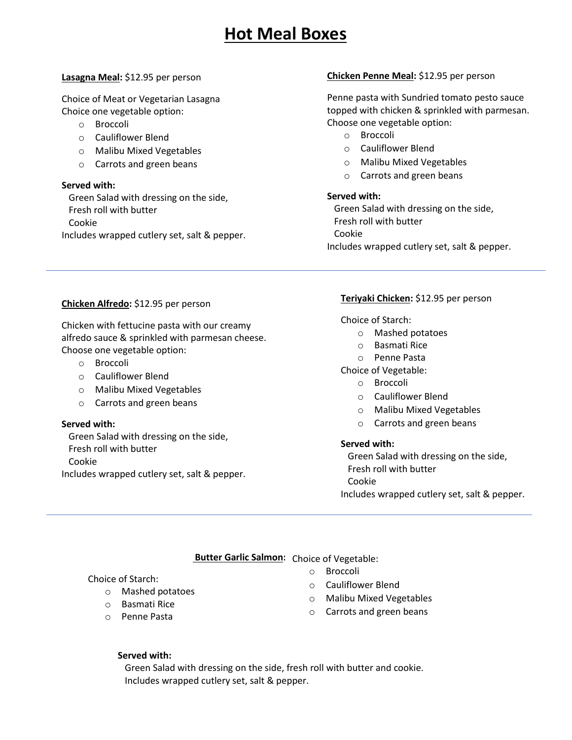# Hot Meal Boxes

**Lasagna Meal:** $12.95 per person

Choice of Meat or Vegetarian Lasagna
Choice one vegetable option:

- Broccoli
- Cauliflower Blend
- Malibu Mixed Vegetables
- Carrots and green beans

**Served with:**
Green Salad with dressing on the side,
Fresh roll with butter
Cookie
Includes wrapped cutlery set, salt & pepper.

**Chicken Penne Meal:** $12.95 per person

Penne pasta with Sundried tomato pesto sauce topped with chicken & sprinkled with parmesan.
Choose one vegetable option:

- Broccoli
- Cauliflower Blend
- Malibu Mixed Vegetables
- Carrots and green beans

**Served with:**
Green Salad with dressing on the side,
Fresh roll with butter
Cookie
Includes wrapped cutlery set, salt & pepper.

---

**Chicken Alfredo:** $12.95 per person

Chicken with fettucine pasta with our creamy alfredo sauce & sprinkled with parmesan cheese.
Choose one vegetable option:

- Broccoli
- Cauliflower Blend
- Malibu Mixed Vegetables
- Carrots and green beans

**Served with:**
Green Salad with dressing on the side,
Fresh roll with butter
Cookie
Includes wrapped cutlery set, salt & pepper.

**Teriyaki Chicken:** $12.95 per person

Choice of Starch:

- Mashed potatoes
- Basmati Rice
- Penne Pasta

Choice of Vegetable:

- Broccoli
- Cauliflower Blend
- Malibu Mixed Vegetables
- Carrots and green beans

**Served with:**
Green Salad with dressing on the side,
Fresh roll with butter
Cookie
Includes wrapped cutlery set, salt & pepper.

---

**Butter Garlic Salmon:**

Choice of Starch:

- Mashed potatoes
- Basmati Rice
- Penne Pasta

Choice of Vegetable:

- Broccoli
- Cauliflower Blend
- Malibu Mixed Vegetables
- Carrots and green beans

**Served with:**
Green Salad with dressing on the side, fresh roll with butter and cookie.
Includes wrapped cutlery set, salt & pepper.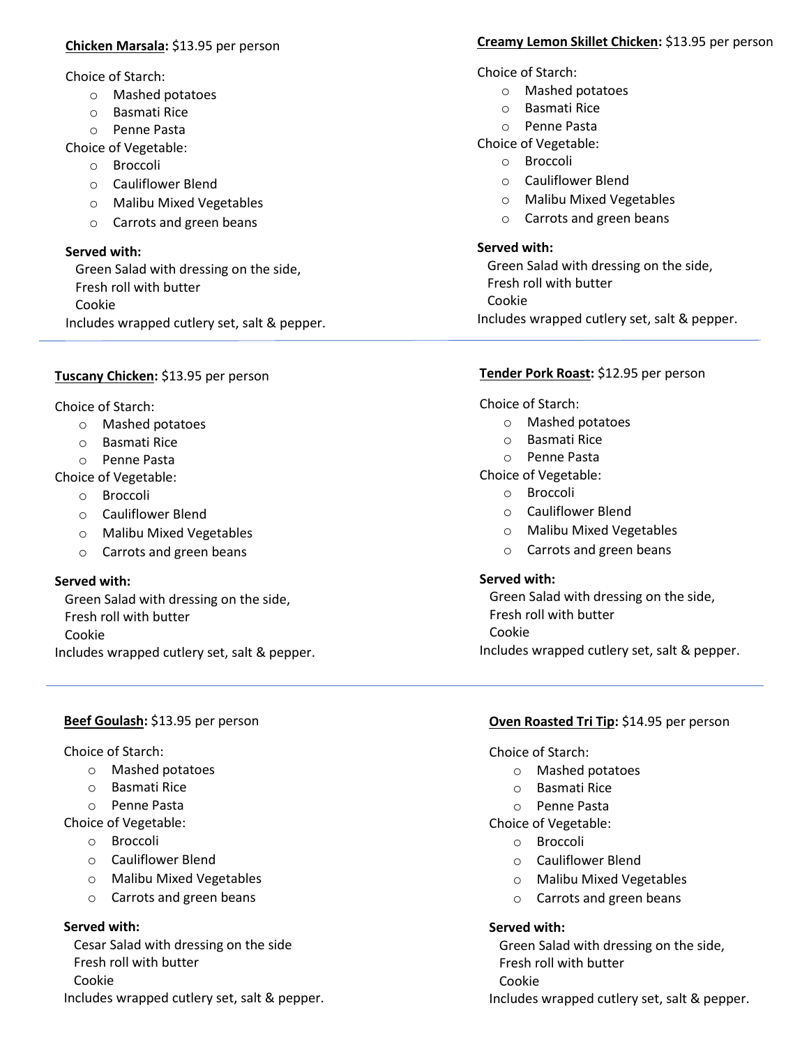**Chicken Marsala:** $13.95 per person

Choice of Starch:

- Mashed potatoes
- Basmati Rice
- Penne Pasta

Choice of Vegetable:

- Broccoli
- Cauliflower Blend
- Malibu Mixed Vegetables
- Carrots and green beans

**Served with:**

Green Salad with dressing on the side,
Fresh roll with butter
Cookie

Includes wrapped cutlery set, salt & pepper.

**Creamy Lemon Skillet Chicken:** $13.95 per person

Choice of Starch:

- Mashed potatoes
- Basmati Rice
- Penne Pasta

Choice of Vegetable:

- Broccoli
- Cauliflower Blend
- Malibu Mixed Vegetables
- Carrots and green beans

**Served with:**

Green Salad with dressing on the side,
Fresh roll with butter
Cookie

Includes wrapped cutlery set, salt & pepper.

---

**Tuscany Chicken:** $13.95 per person

Choice of Starch:

- Mashed potatoes
- Basmati Rice
- Penne Pasta

Choice of Vegetable:

- Broccoli
- Cauliflower Blend
- Malibu Mixed Vegetables
- Carrots and green beans

**Served with:**

Green Salad with dressing on the side,
Fresh roll with butter
Cookie

Includes wrapped cutlery set, salt & pepper.

**Tender Pork Roast:** $12.95 per person

Choice of Starch:

- Mashed potatoes
- Basmati Rice
- Penne Pasta

Choice of Vegetable:

- Broccoli
- Cauliflower Blend
- Malibu Mixed Vegetables
- Carrots and green beans

**Served with:**

Green Salad with dressing on the side,
Fresh roll with butter
Cookie

Includes wrapped cutlery set, salt & pepper.

---

**Beef Goulash:** $13.95 per person

Choice of Starch:

- Mashed potatoes
- Basmati Rice
- Penne Pasta

Choice of Vegetable:

- Broccoli
- Cauliflower Blend
- Malibu Mixed Vegetables
- Carrots and green beans

**Served with:**

Cesar Salad with dressing on the side
Fresh roll with butter
Cookie

Includes wrapped cutlery set, salt & pepper.

**Oven Roasted Tri Tip:** $14.95 per person

Choice of Starch:

- Mashed potatoes
- Basmati Rice
- Penne Pasta

Choice of Vegetable:

- Broccoli
- Cauliflower Blend
- Malibu Mixed Vegetables
- Carrots and green beans

**Served with:**

Green Salad with dressing on the side,
Fresh roll with butter
Cookie

Includes wrapped cutlery set, salt & pepper.